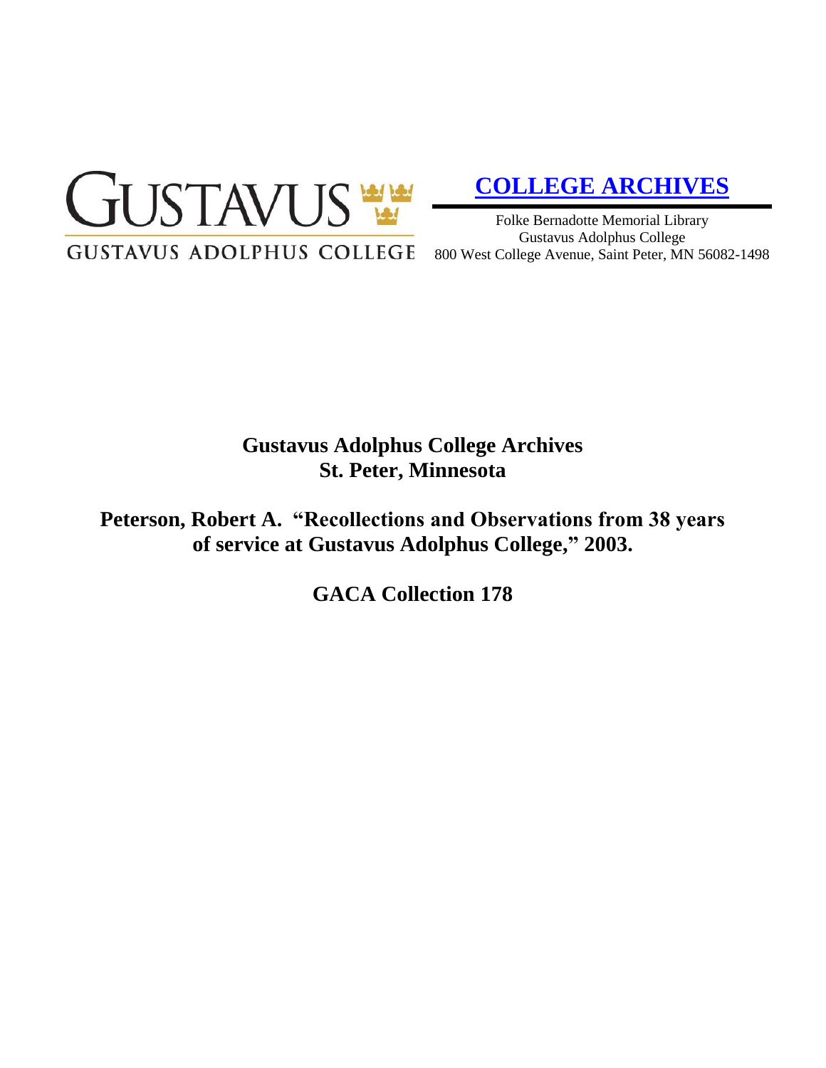GUSTAVUS

GUSTAVUS ADOLPHUS COLLEGE

**COLLEGE ARCHIVES**

Folke Bernadotte Memorial Library
Gustavus Adolphus College
800 West College Avenue, Saint Peter, MN 56082-1498

# Gustavus Adolphus College Archives
# St. Peter, Minnesota

## Peterson, Robert A. "Recollections and Observations from 38 years of service at Gustavus Adolphus College," 2003.

## GACA Collection 178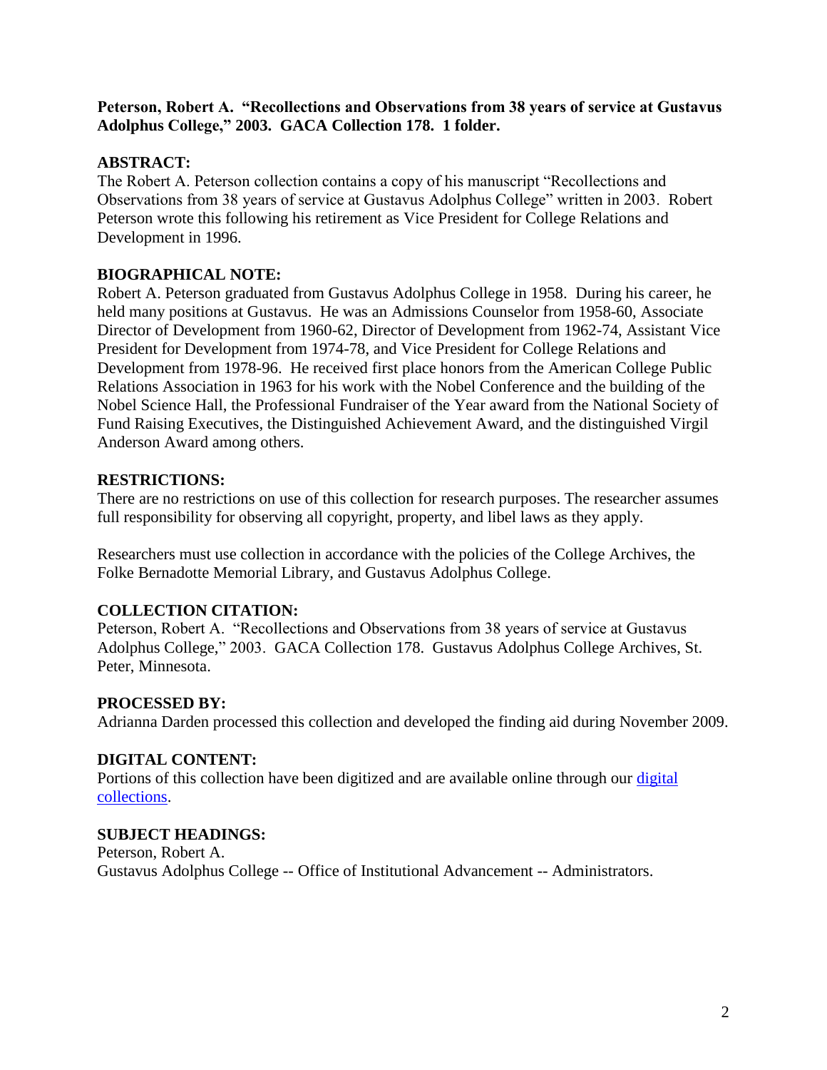**Peterson, Robert A. "Recollections and Observations from 38 years of service at Gustavus Adolphus College," 2003. GACA Collection 178. 1 folder.**

## ABSTRACT:

The Robert A. Peterson collection contains a copy of his manuscript "Recollections and Observations from 38 years of service at Gustavus Adolphus College" written in 2003. Robert Peterson wrote this following his retirement as Vice President for College Relations and Development in 1996.

## BIOGRAPHICAL NOTE:

Robert A. Peterson graduated from Gustavus Adolphus College in 1958. During his career, he held many positions at Gustavus. He was an Admissions Counselor from 1958-60, Associate Director of Development from 1960-62, Director of Development from 1962-74, Assistant Vice President for Development from 1974-78, and Vice President for College Relations and Development from 1978-96. He received first place honors from the American College Public Relations Association in 1963 for his work with the Nobel Conference and the building of the Nobel Science Hall, the Professional Fundraiser of the Year award from the National Society of Fund Raising Executives, the Distinguished Achievement Award, and the distinguished Virgil Anderson Award among others.

## RESTRICTIONS:

There are no restrictions on use of this collection for research purposes. The researcher assumes full responsibility for observing all copyright, property, and libel laws as they apply.

Researchers must use collection in accordance with the policies of the College Archives, the Folke Bernadotte Memorial Library, and Gustavus Adolphus College.

## COLLECTION CITATION:

Peterson, Robert A. "Recollections and Observations from 38 years of service at Gustavus Adolphus College," 2003. GACA Collection 178. Gustavus Adolphus College Archives, St. Peter, Minnesota.

## PROCESSED BY:

Adrianna Darden processed this collection and developed the finding aid during November 2009.

## DIGITAL CONTENT:

Portions of this collection have been digitized and are available online through our digital collections.

## SUBJECT HEADINGS:

Peterson, Robert A.
Gustavus Adolphus College -- Office of Institutional Advancement -- Administrators.